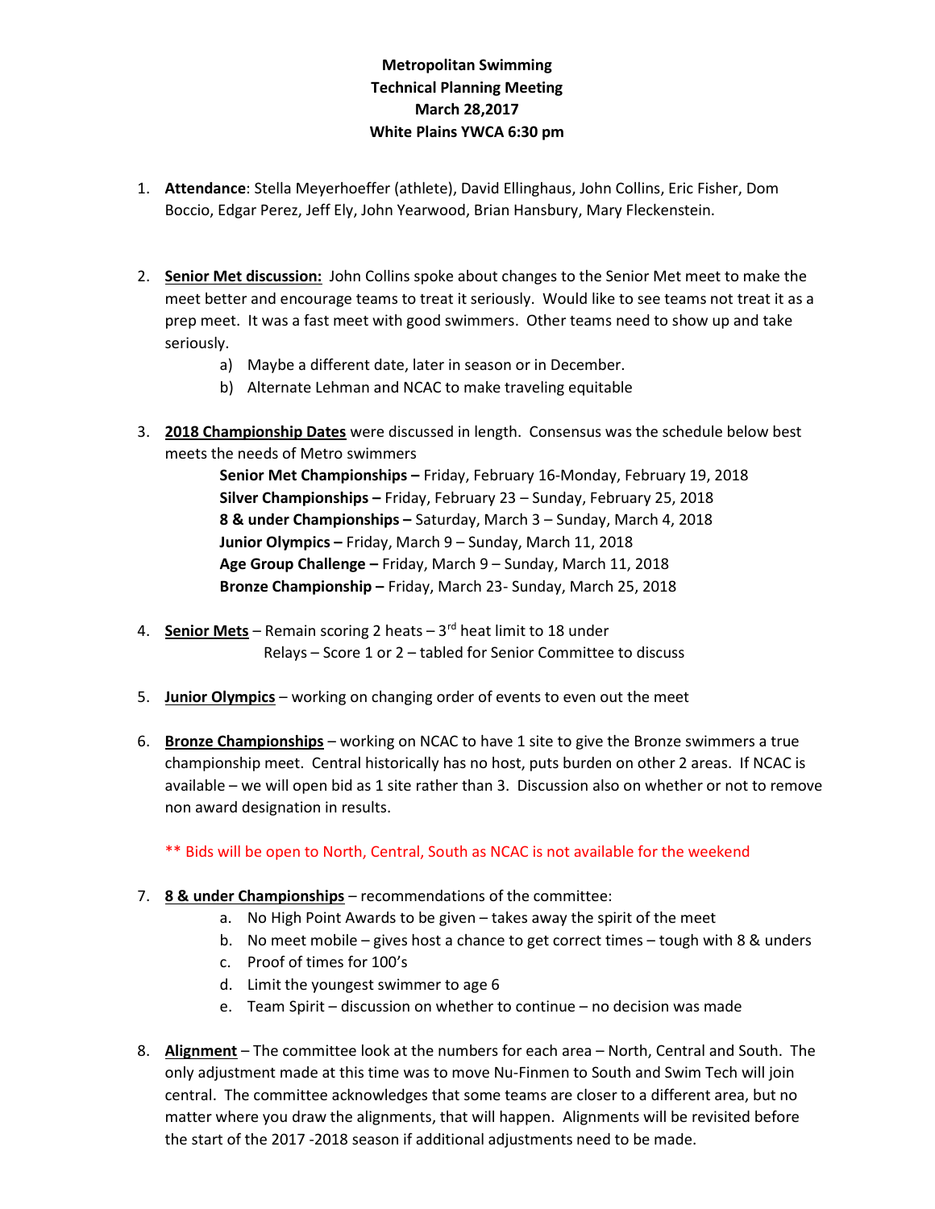**Metropolitan Swimming**
**Technical Planning Meeting**
**March 28,2017**
**White Plains YWCA 6:30 pm**

1. **Attendance**: Stella Meyerhoeffer (athlete), David Ellinghaus, John Collins, Eric Fisher, Dom Boccio, Edgar Perez, Jeff Ely, John Yearwood, Brian Hansbury, Mary Fleckenstein.

2. **Senior Met discussion:** John Collins spoke about changes to the Senior Met meet to make the meet better and encourage teams to treat it seriously. Would like to see teams not treat it as a prep meet. It was a fast meet with good swimmers. Other teams need to show up and take seriously.
   a) Maybe a different date, later in season or in December.
   b) Alternate Lehman and NCAC to make traveling equitable

3. **2018 Championship Dates** were discussed in length. Consensus was the schedule below best meets the needs of Metro swimmers

   **Senior Met Championships –** Friday, February 16-Monday, February 19, 2018
   **Silver Championships –** Friday, February 23 – Sunday, February 25, 2018
   **8 & under Championships –** Saturday, March 3 – Sunday, March 4, 2018
   **Junior Olympics –** Friday, March 9 – Sunday, March 11, 2018
   **Age Group Challenge –** Friday, March 9 – Sunday, March 11, 2018
   **Bronze Championship –** Friday, March 23- Sunday, March 25, 2018

4. **Senior Mets** – Remain scoring 2 heats – 3rd heat limit to 18 under
   Relays – Score 1 or 2 – tabled for Senior Committee to discuss

5. **Junior Olympics** – working on changing order of events to even out the meet

6. **Bronze Championships** – working on NCAC to have 1 site to give the Bronze swimmers a true championship meet. Central historically has no host, puts burden on other 2 areas. If NCAC is available – we will open bid as 1 site rather than 3. Discussion also on whether or not to remove non award designation in results.

   ** Bids will be open to North, Central, South as NCAC is not available for the weekend

7. **8 & under Championships** – recommendations of the committee:
   a. No High Point Awards to be given – takes away the spirit of the meet
   b. No meet mobile – gives host a chance to get correct times – tough with 8 & unders
   c. Proof of times for 100's
   d. Limit the youngest swimmer to age 6
   e. Team Spirit – discussion on whether to continue – no decision was made

8. **Alignment** – The committee look at the numbers for each area – North, Central and South. The only adjustment made at this time was to move Nu-Finmen to South and Swim Tech will join central. The committee acknowledges that some teams are closer to a different area, but no matter where you draw the alignments, that will happen. Alignments will be revisited before the start of the 2017 -2018 season if additional adjustments need to be made.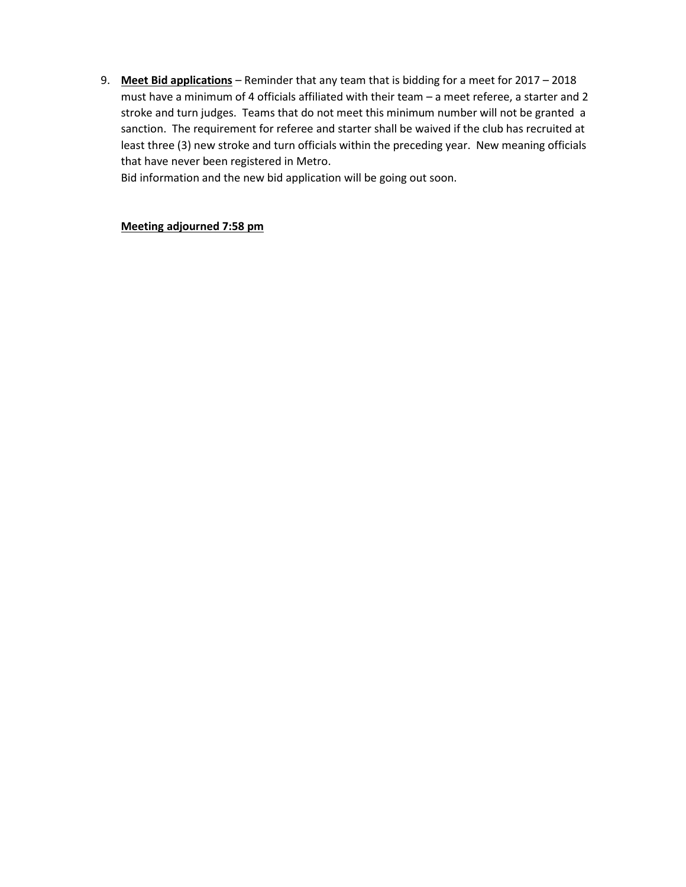9. **Meet Bid applications** – Reminder that any team that is bidding for a meet for 2017 – 2018 must have a minimum of 4 officials affiliated with their team – a meet referee, a starter and 2 stroke and turn judges. Teams that do not meet this minimum number will not be granted a sanction. The requirement for referee and starter shall be waived if the club has recruited at least three (3) new stroke and turn officials within the preceding year. New meaning officials that have never been registered in Metro.

   Bid information and the new bid application will be going out soon.

**Meeting adjourned 7:58 pm**